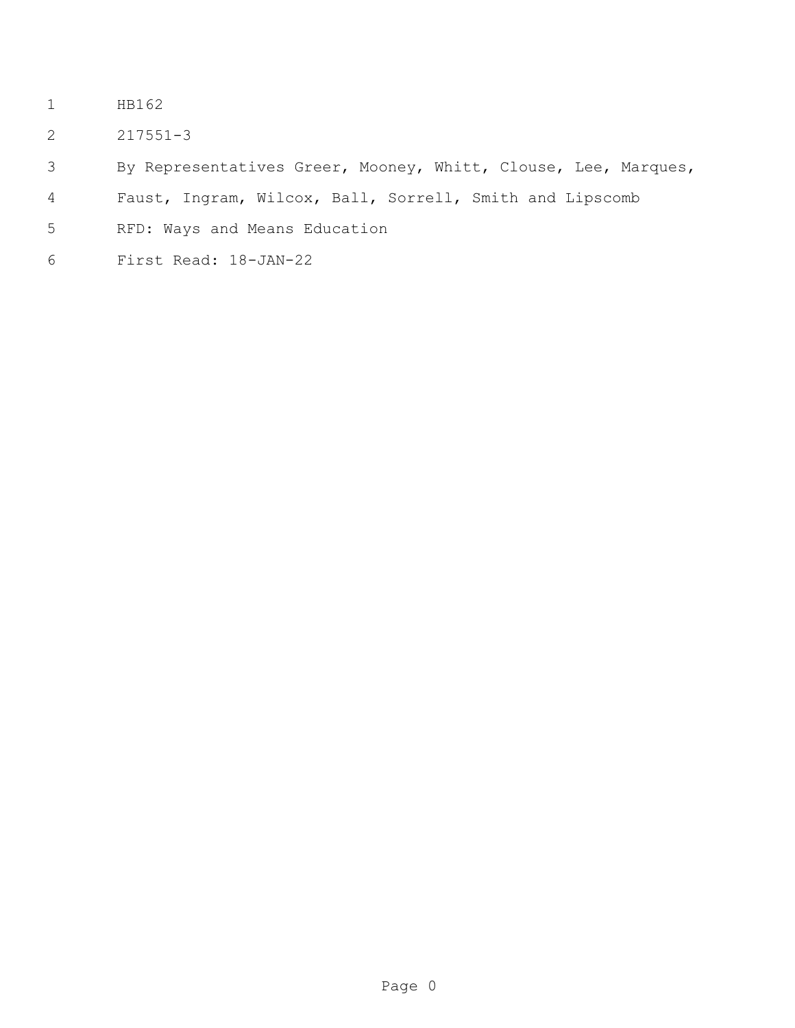HB162

217551-3

By Representatives Greer, Mooney, Whitt, Clouse, Lee, Marques, Faust, Ingram, Wilcox, Ball, Sorrell, Smith and Lipscomb

RFD: Ways and Means Education

First Read: 18-JAN-22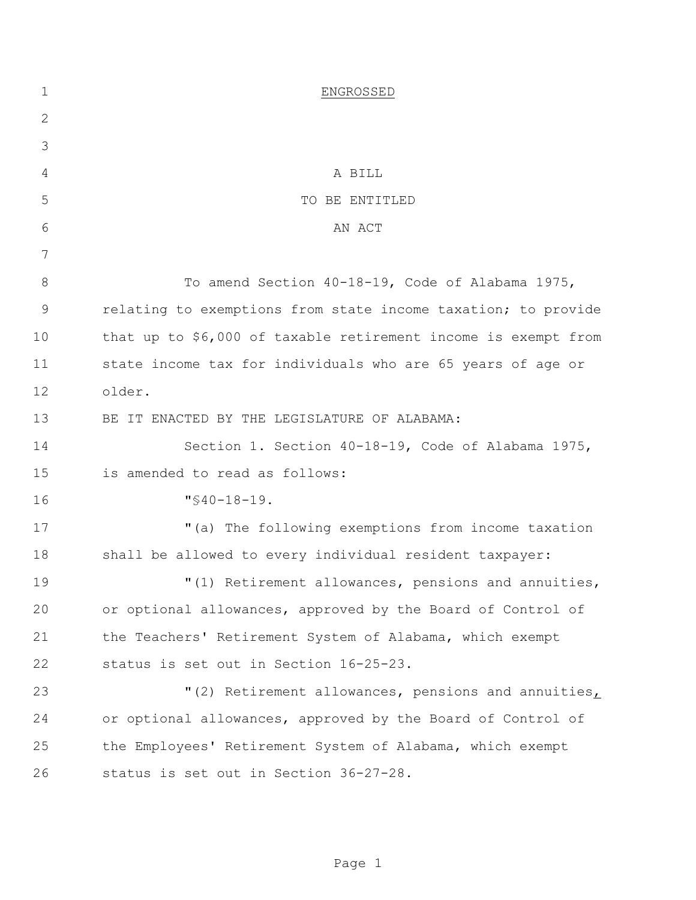ENGROSSED

A BILL

TO BE ENTITLED

AN ACT

To amend Section 40-18-19, Code of Alabama 1975, relating to exemptions from state income taxation; to provide that up to $6,000 of taxable retirement income is exempt from state income tax for individuals who are 65 years of age or older.

BE IT ENACTED BY THE LEGISLATURE OF ALABAMA:

Section 1. Section 40-18-19, Code of Alabama 1975, is amended to read as follows:

"§40-18-19.

"(a) The following exemptions from income taxation shall be allowed to every individual resident taxpayer:

"(1) Retirement allowances, pensions and annuities, or optional allowances, approved by the Board of Control of the Teachers' Retirement System of Alabama, which exempt status is set out in Section 16-25-23.

"(2) Retirement allowances, pensions and annuities, or optional allowances, approved by the Board of Control of the Employees' Retirement System of Alabama, which exempt status is set out in Section 36-27-28.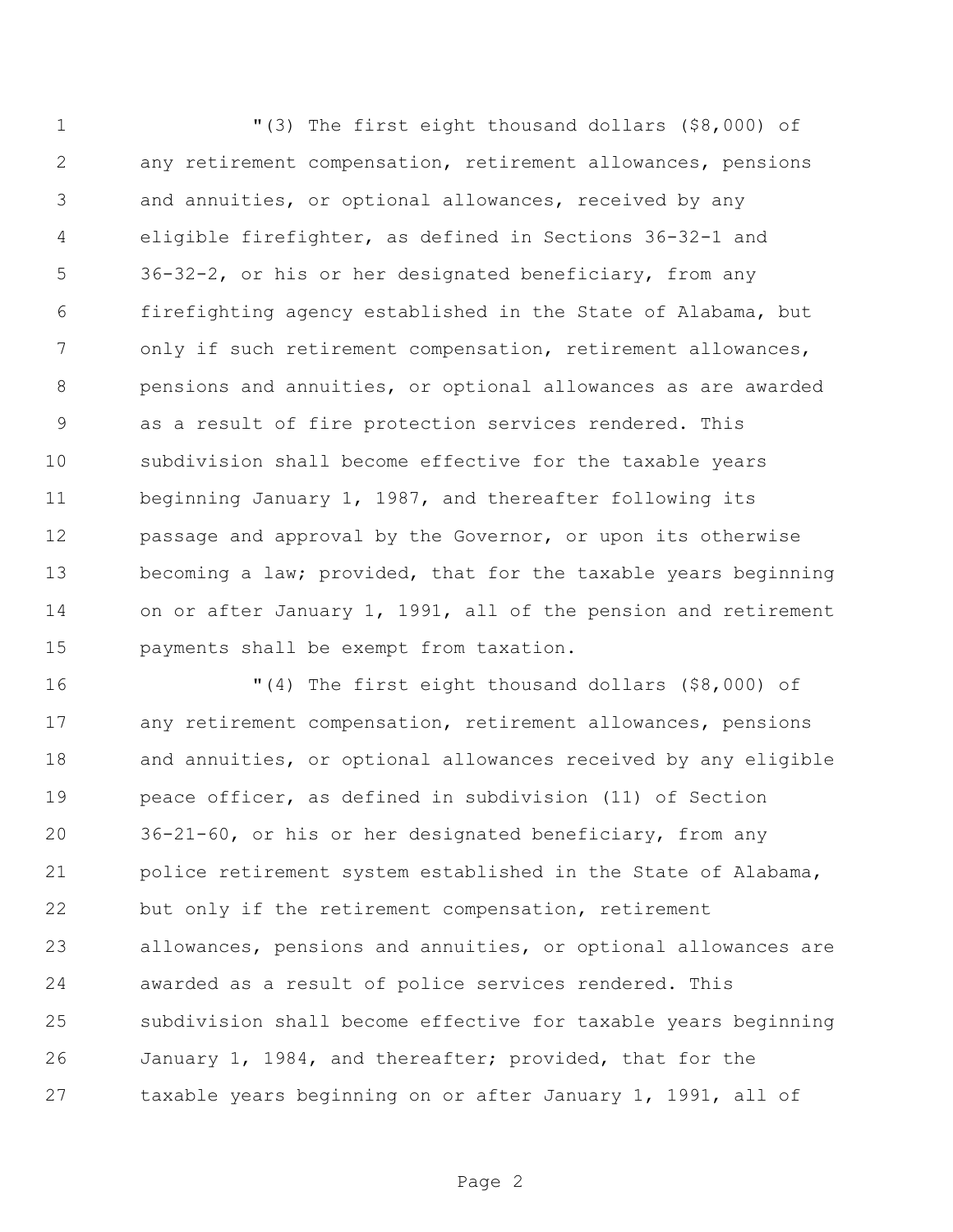"(3) The first eight thousand dollars ($8,000) of any retirement compensation, retirement allowances, pensions and annuities, or optional allowances, received by any eligible firefighter, as defined in Sections 36-32-1 and 36-32-2, or his or her designated beneficiary, from any firefighting agency established in the State of Alabama, but only if such retirement compensation, retirement allowances, pensions and annuities, or optional allowances as are awarded as a result of fire protection services rendered. This subdivision shall become effective for the taxable years beginning January 1, 1987, and thereafter following its passage and approval by the Governor, or upon its otherwise becoming a law; provided, that for the taxable years beginning on or after January 1, 1991, all of the pension and retirement payments shall be exempt from taxation.

"(4) The first eight thousand dollars ($8,000) of any retirement compensation, retirement allowances, pensions and annuities, or optional allowances received by any eligible peace officer, as defined in subdivision (11) of Section 36-21-60, or his or her designated beneficiary, from any police retirement system established in the State of Alabama, but only if the retirement compensation, retirement allowances, pensions and annuities, or optional allowances are awarded as a result of police services rendered. This subdivision shall become effective for taxable years beginning January 1, 1984, and thereafter; provided, that for the taxable years beginning on or after January 1, 1991, all of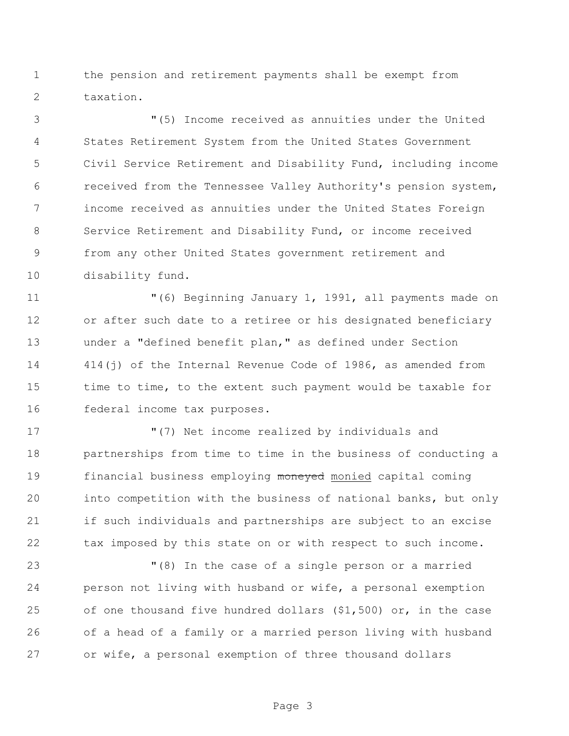the pension and retirement payments shall be exempt from taxation.

"(5) Income received as annuities under the United States Retirement System from the United States Government Civil Service Retirement and Disability Fund, including income received from the Tennessee Valley Authority's pension system, income received as annuities under the United States Foreign Service Retirement and Disability Fund, or income received from any other United States government retirement and disability fund.

"(6) Beginning January 1, 1991, all payments made on or after such date to a retiree or his designated beneficiary under a "defined benefit plan," as defined under Section 414(j) of the Internal Revenue Code of 1986, as amended from time to time, to the extent such payment would be taxable for federal income tax purposes.

"(7) Net income realized by individuals and partnerships from time to time in the business of conducting a financial business employing ~~moneyed~~ <u>monied</u> capital coming into competition with the business of national banks, but only if such individuals and partnerships are subject to an excise tax imposed by this state on or with respect to such income.

"(8) In the case of a single person or a married person not living with husband or wife, a personal exemption of one thousand five hundred dollars ($1,500) or, in the case of a head of a family or a married person living with husband or wife, a personal exemption of three thousand dollars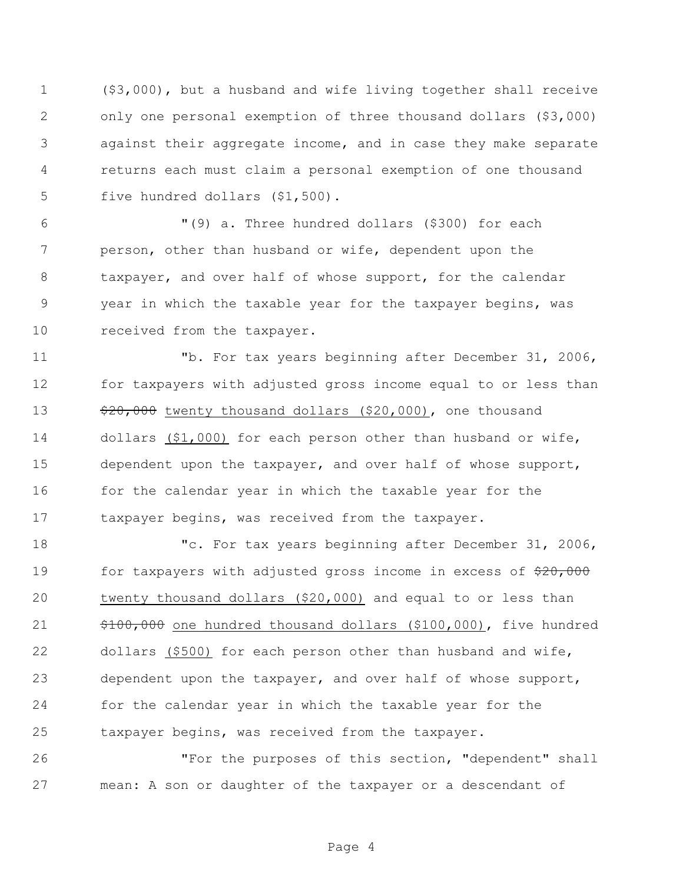($3,000), but a husband and wife living together shall receive only one personal exemption of three thousand dollars ($3,000) against their aggregate income, and in case they make separate returns each must claim a personal exemption of one thousand five hundred dollars ($1,500).

"(9) a. Three hundred dollars ($300) for each person, other than husband or wife, dependent upon the taxpayer, and over half of whose support, for the calendar year in which the taxable year for the taxpayer begins, was received from the taxpayer.

"b. For tax years beginning after December 31, 2006, for taxpayers with adjusted gross income equal to or less than ~~$20,000~~ <u>twenty thousand dollars ($20,000)</u>, one thousand dollars <u>($1,000)</u> for each person other than husband or wife, dependent upon the taxpayer, and over half of whose support, for the calendar year in which the taxable year for the taxpayer begins, was received from the taxpayer.

"c. For tax years beginning after December 31, 2006, for taxpayers with adjusted gross income in excess of ~~$20,000~~ <u>twenty thousand dollars ($20,000)</u> and equal to or less than ~~$100,000~~ <u>one hundred thousand dollars ($100,000)</u>, five hundred dollars <u>($500)</u> for each person other than husband and wife, dependent upon the taxpayer, and over half of whose support, for the calendar year in which the taxable year for the taxpayer begins, was received from the taxpayer.

"For the purposes of this section, "dependent" shall mean: A son or daughter of the taxpayer or a descendant of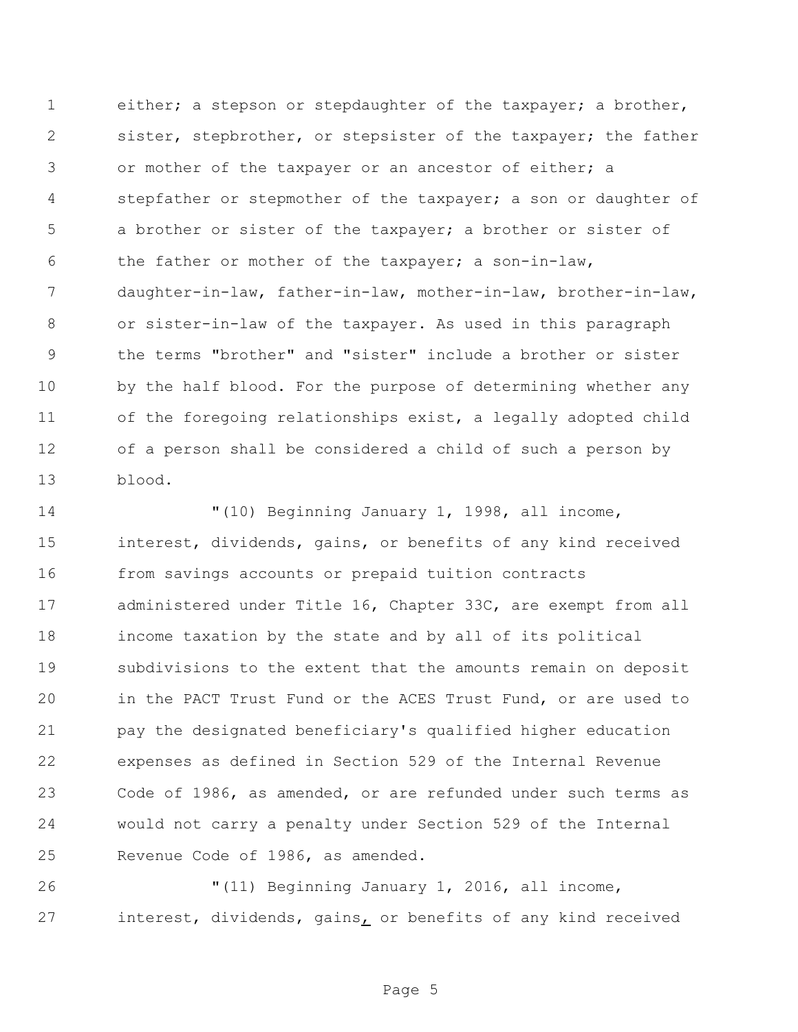either; a stepson or stepdaughter of the taxpayer; a brother, sister, stepbrother, or stepsister of the taxpayer; the father or mother of the taxpayer or an ancestor of either; a stepfather or stepmother of the taxpayer; a son or daughter of a brother or sister of the taxpayer; a brother or sister of the father or mother of the taxpayer; a son-in-law, daughter-in-law, father-in-law, mother-in-law, brother-in-law, or sister-in-law of the taxpayer. As used in this paragraph the terms "brother" and "sister" include a brother or sister by the half blood. For the purpose of determining whether any of the foregoing relationships exist, a legally adopted child of a person shall be considered a child of such a person by blood.

"(10) Beginning January 1, 1998, all income, interest, dividends, gains, or benefits of any kind received from savings accounts or prepaid tuition contracts administered under Title 16, Chapter 33C, are exempt from all income taxation by the state and by all of its political subdivisions to the extent that the amounts remain on deposit in the PACT Trust Fund or the ACES Trust Fund, or are used to pay the designated beneficiary's qualified higher education expenses as defined in Section 529 of the Internal Revenue Code of 1986, as amended, or are refunded under such terms as would not carry a penalty under Section 529 of the Internal Revenue Code of 1986, as amended.

"(11) Beginning January 1, 2016, all income, interest, dividends, gains, or benefits of any kind received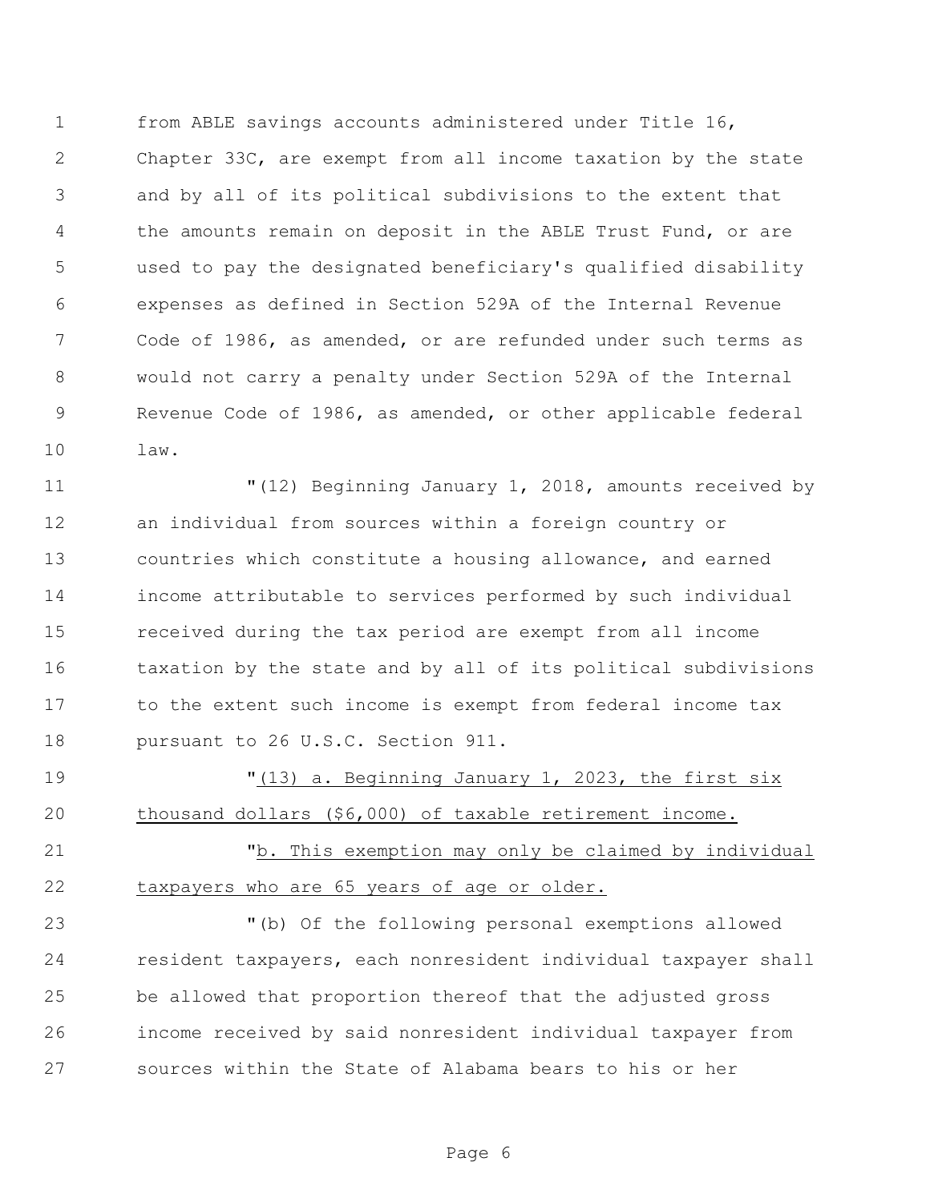from ABLE savings accounts administered under Title 16, Chapter 33C, are exempt from all income taxation by the state and by all of its political subdivisions to the extent that the amounts remain on deposit in the ABLE Trust Fund, or are used to pay the designated beneficiary's qualified disability expenses as defined in Section 529A of the Internal Revenue Code of 1986, as amended, or are refunded under such terms as would not carry a penalty under Section 529A of the Internal Revenue Code of 1986, as amended, or other applicable federal law.

"(12) Beginning January 1, 2018, amounts received by an individual from sources within a foreign country or countries which constitute a housing allowance, and earned income attributable to services performed by such individual received during the tax period are exempt from all income taxation by the state and by all of its political subdivisions to the extent such income is exempt from federal income tax pursuant to 26 U.S.C. Section 911.

"<u>(13) a. Beginning January 1, 2023, the first six thousand dollars ($6,000) of taxable retirement income.</u>

"<u>b. This exemption may only be claimed by individual taxpayers who are 65 years of age or older.</u>

"(b) Of the following personal exemptions allowed resident taxpayers, each nonresident individual taxpayer shall be allowed that proportion thereof that the adjusted gross income received by said nonresident individual taxpayer from sources within the State of Alabama bears to his or her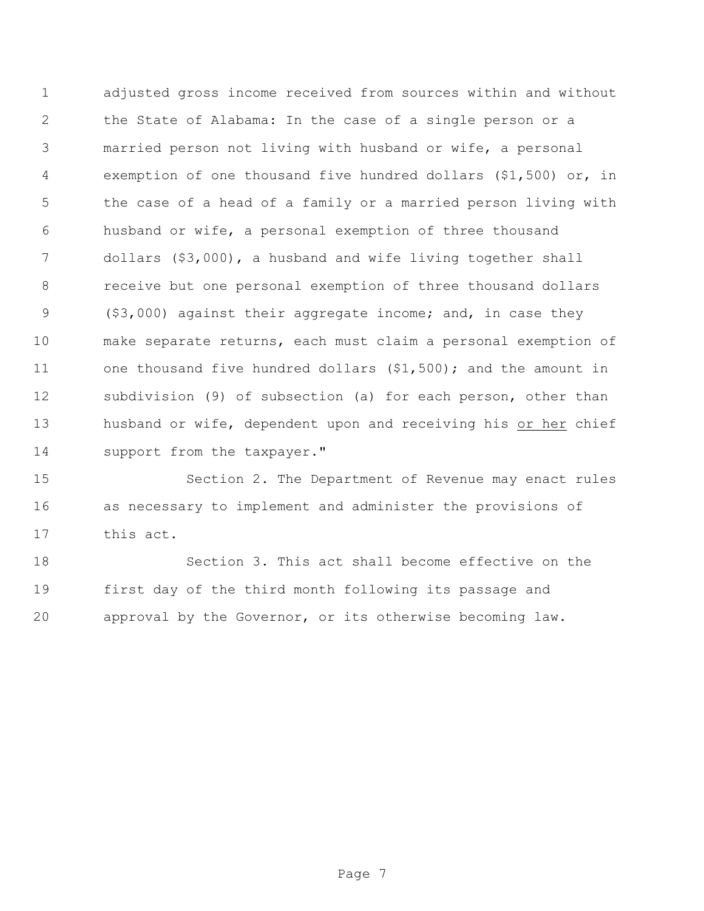adjusted gross income received from sources within and without the State of Alabama: In the case of a single person or a married person not living with husband or wife, a personal exemption of one thousand five hundred dollars ($1,500) or, in the case of a head of a family or a married person living with husband or wife, a personal exemption of three thousand dollars ($3,000), a husband and wife living together shall receive but one personal exemption of three thousand dollars ($3,000) against their aggregate income; and, in case they make separate returns, each must claim a personal exemption of one thousand five hundred dollars ($1,500); and the amount in subdivision (9) of subsection (a) for each person, other than husband or wife, dependent upon and receiving his <u>or her</u> chief support from the taxpayer."

Section 2. The Department of Revenue may enact rules as necessary to implement and administer the provisions of this act.

Section 3. This act shall become effective on the first day of the third month following its passage and approval by the Governor, or its otherwise becoming law.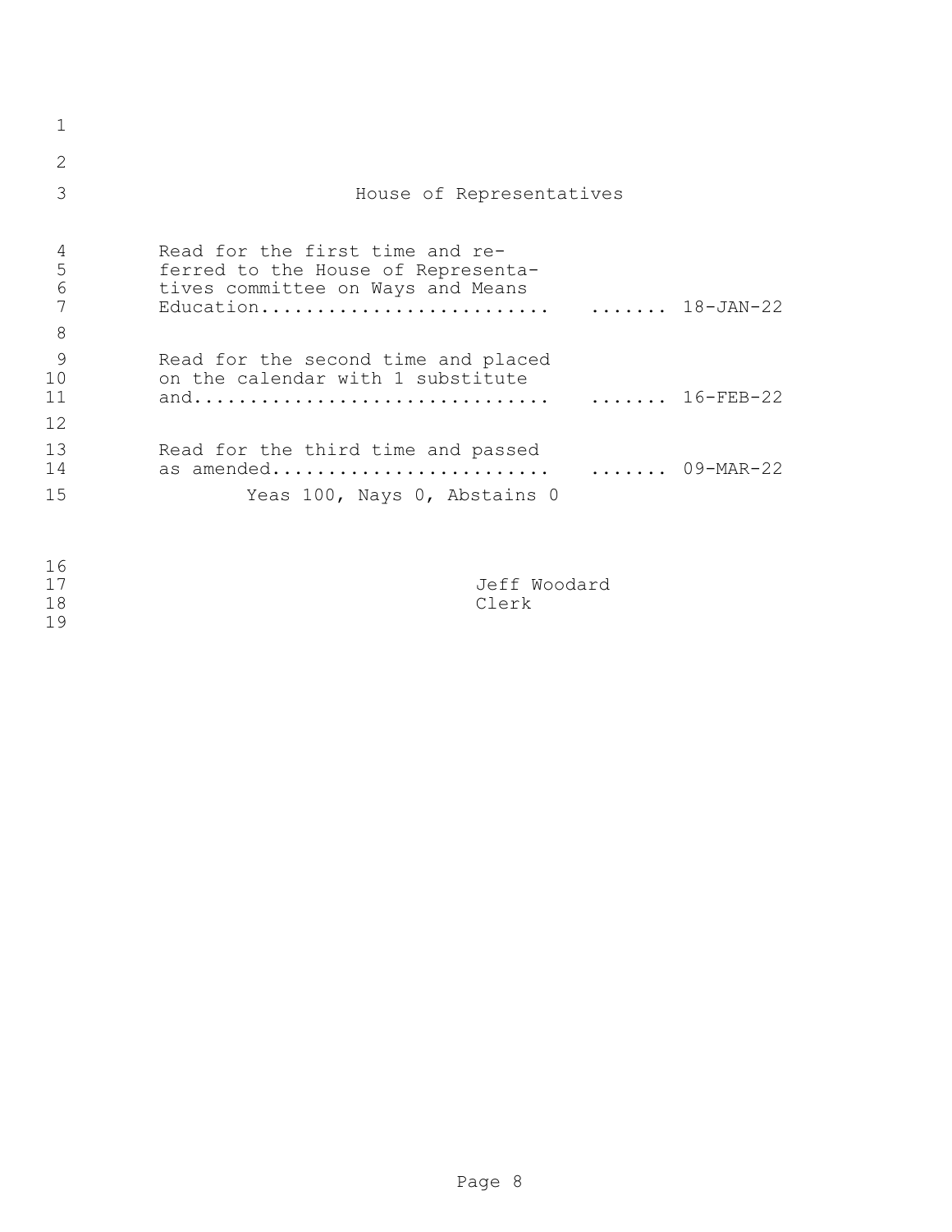House of Representatives

Read for the first time and referred to the House of Representatives committee on Ways and Means Education......................... ....... 18-JAN-22

Read for the second time and placed on the calendar with 1 substitute and............................... ....... 16-FEB-22

Read for the third time and passed as amended........................ ....... 09-MAR-22

Yeas 100, Nays 0, Abstains 0

Jeff Woodard
Clerk